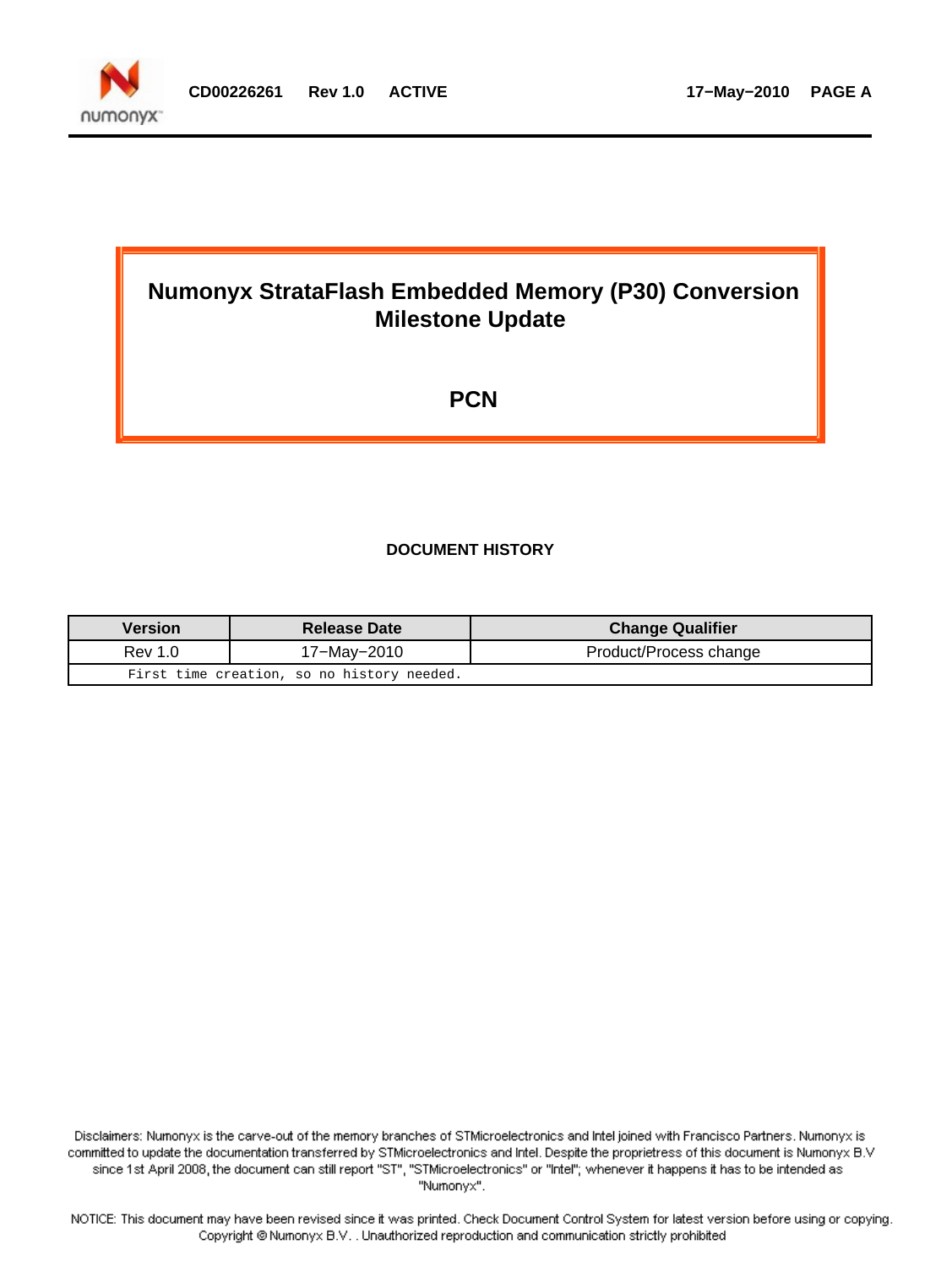# Numonyx StrataFlash Embedded Memory (P30) Conversion Milestone Update

## PCN

**DOCUMENT HISTORY**

| Version | Release Date | Change Qualifier |
| --- | --- | --- |
| Rev 1.0 | 17−May−2010 | Product/Process change |
| First time creation, so no history needed. | | |

Disclaimers: Numonyx is the carve-out of the memory branches of STMicroelectronics and Intel joined with Francisco Partners. Numonyx is committed to update the documentation transferred by STMicroelectronics and Intel. Despite the proprietress of this document is Numonyx B.V since 1st April 2008, the document can still report "ST", "STMicroelectronics" or "Intel"; whenever it happens it has to be intended as "Numonyx".

NOTICE: This document may have been revised since it was printed. Check Document Control System for latest version before using or copying. Copyright © Numonyx B.V. . Unauthorized reproduction and communication strictly prohibited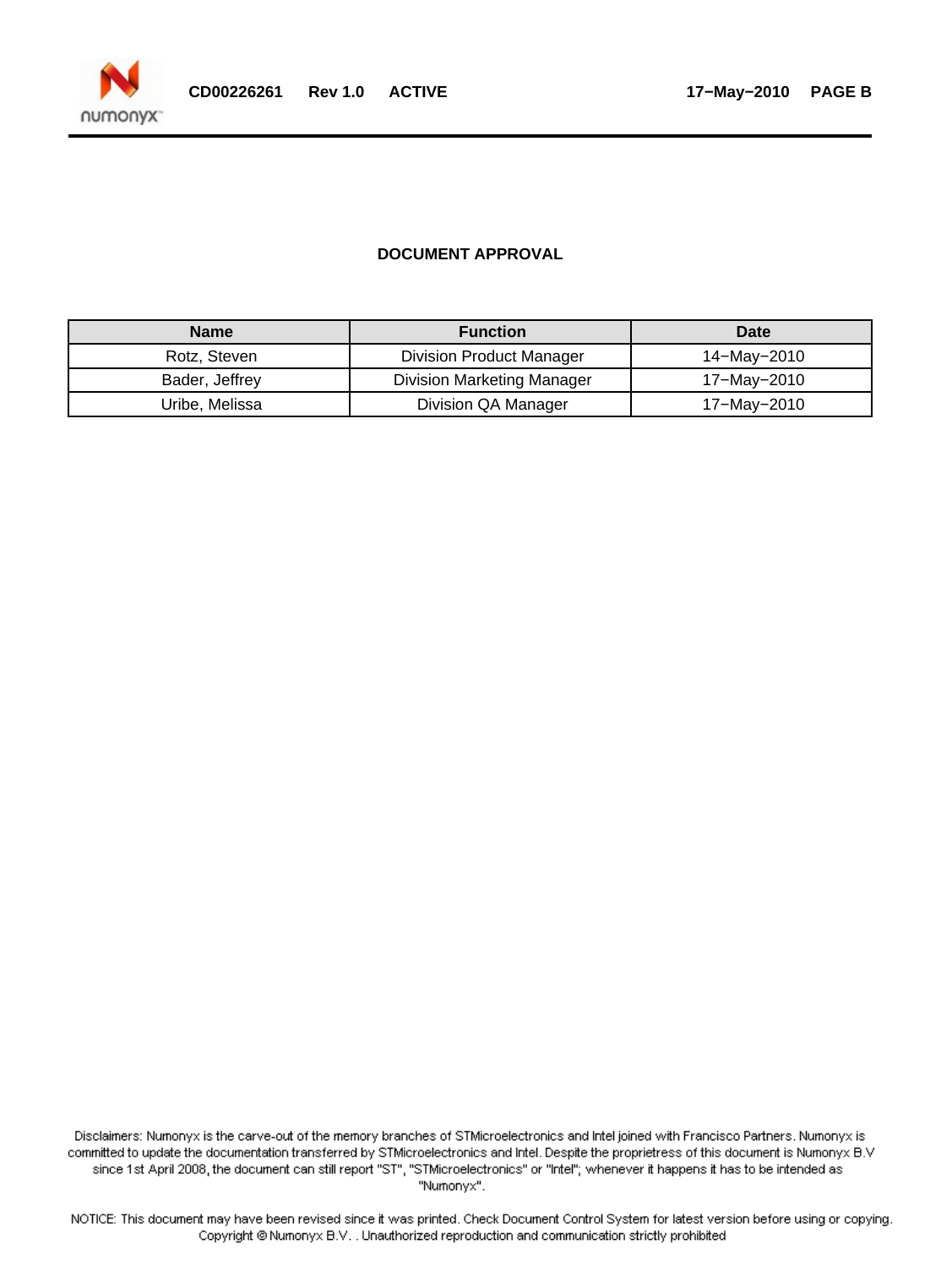**DOCUMENT APPROVAL**

| Name | Function | Date |
|---|---|---|
| Rotz, Steven | Division Product Manager | 14−May−2010 |
| Bader, Jeffrey | Division Marketing Manager | 17−May−2010 |
| Uribe, Melissa | Division QA Manager | 17−May−2010 |

Disclaimers: Numonyx is the carve-out of the memory branches of STMicroelectronics and Intel joined with Francisco Partners. Numonyx is committed to update the documentation transferred by STMicroelectronics and Intel. Despite the proprietress of this document is Numonyx B.V since 1st April 2008, the document can still report "ST", "STMicroelectronics" or "Intel"; whenever it happens it has to be intended as "Numonyx".

NOTICE: This document may have been revised since it was printed. Check Document Control System for latest version before using or copying. Copyright © Numonyx B.V. . Unauthorized reproduction and communication strictly prohibited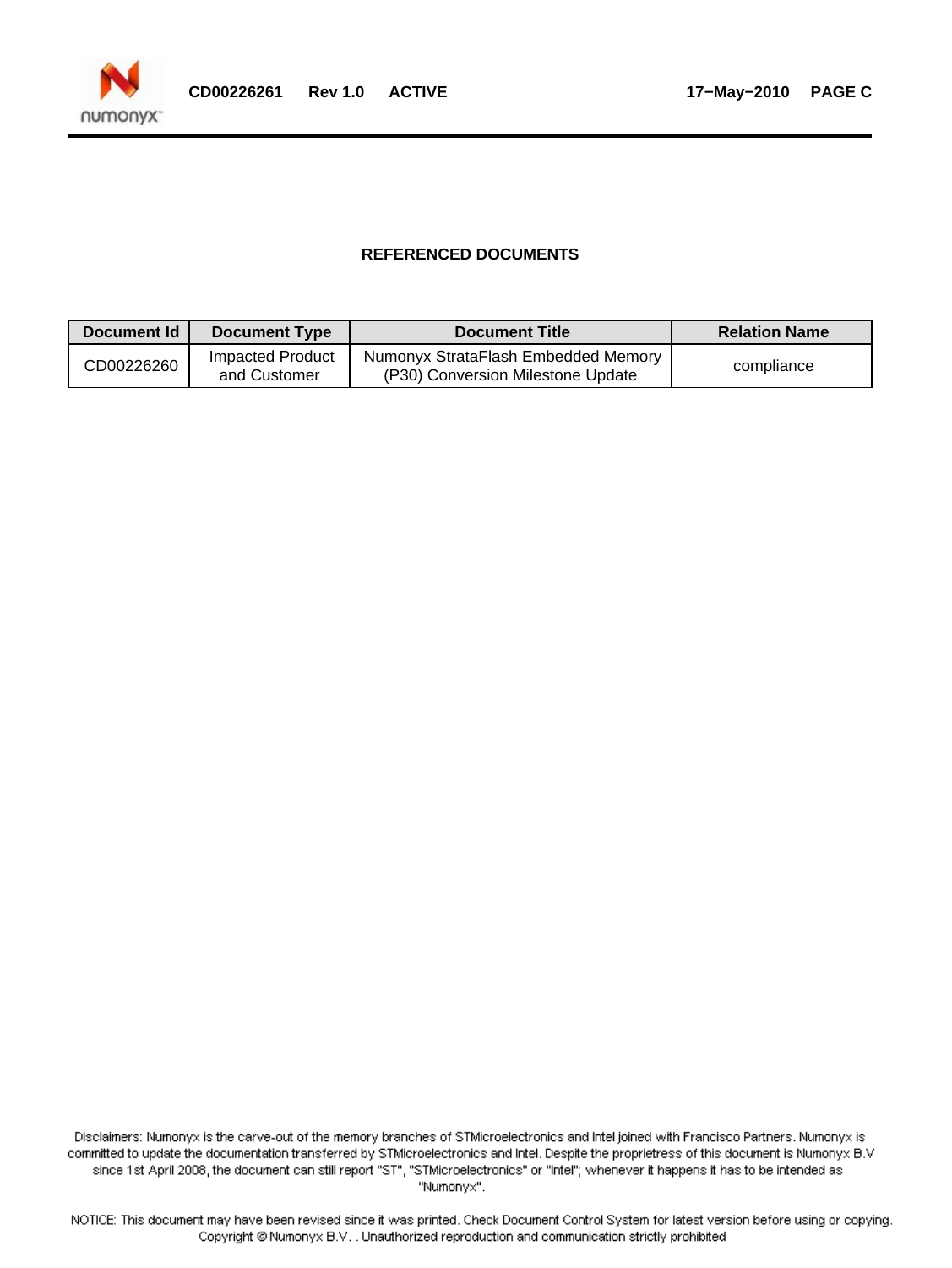## REFERENCED DOCUMENTS

| Document Id | Document Type | Document Title | Relation Name |
|---|---|---|---|
| CD00226260 | Impacted Product and Customer | Numonyx StrataFlash Embedded Memory (P30) Conversion Milestone Update | compliance |

Disclaimers: Numonyx is the carve-out of the memory branches of STMicroelectronics and Intel joined with Francisco Partners. Numonyx is committed to update the documentation transferred by STMicroelectronics and Intel. Despite the proprietress of this document is Numonyx B.V since 1st April 2008, the document can still report "ST", "STMicroelectronics" or "Intel"; whenever it happens it has to be intended as "Numonyx".

NOTICE: This document may have been revised since it was printed. Check Document Control System for latest version before using or copying. Copyright © Numonyx B.V. . Unauthorized reproduction and communication strictly prohibited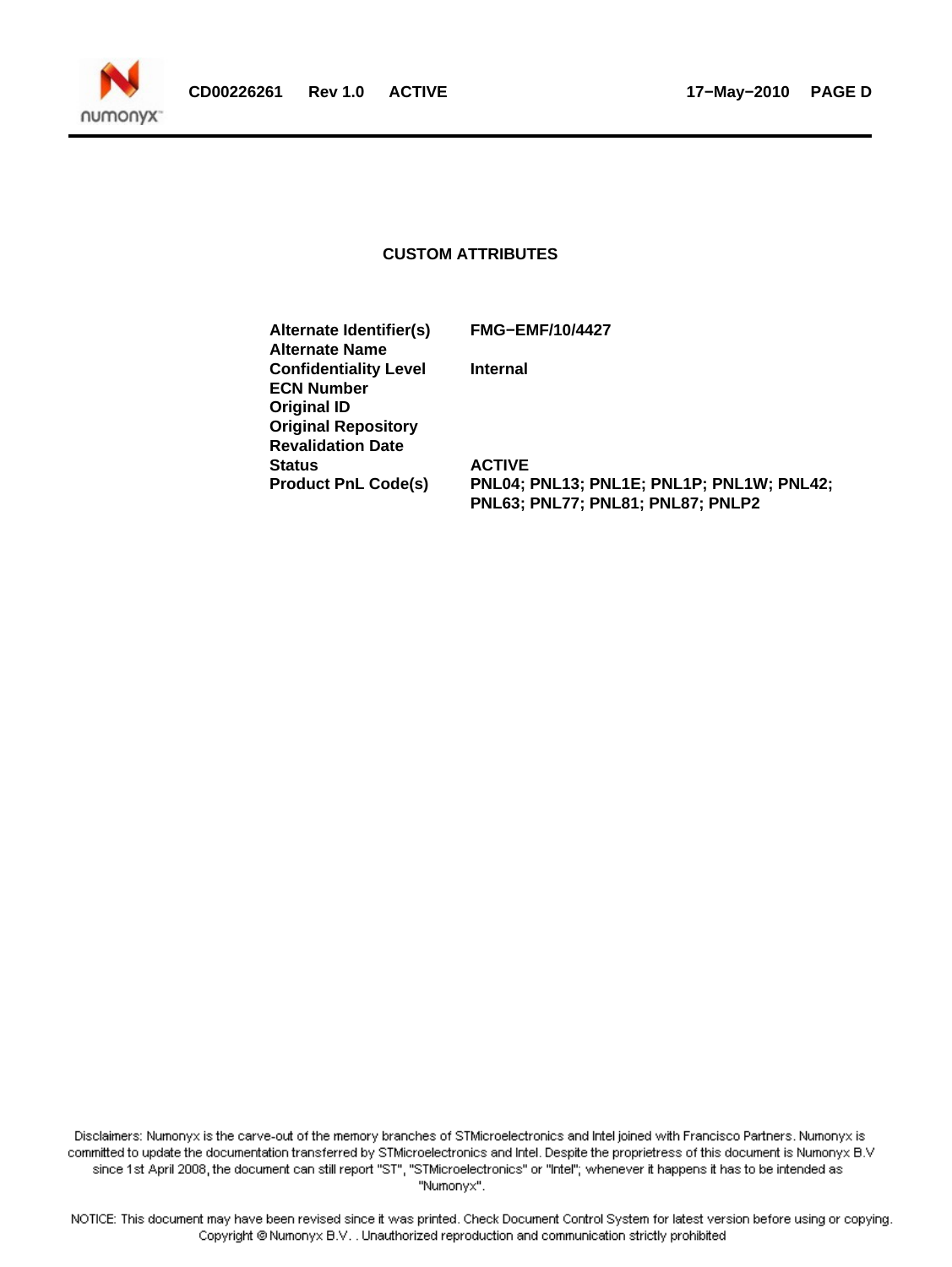## CUSTOM ATTRIBUTES

| | |
|---|---|
| **Alternate Identifier(s)** | **FMG−EMF/10/4427** |
| **Alternate Name** | |
| **Confidentiality Level** | **Internal** |
| **ECN Number** | |
| **Original ID** | |
| **Original Repository** | |
| **Revalidation Date** | |
| **Status** | **ACTIVE** |
| **Product PnL Code(s)** | **PNL04; PNL13; PNL1E; PNL1P; PNL1W; PNL42; PNL63; PNL77; PNL81; PNL87; PNLP2** |

Disclaimers: Numonyx is the carve-out of the memory branches of STMicroelectronics and Intel joined with Francisco Partners. Numonyx is committed to update the documentation transferred by STMicroelectronics and Intel. Despite the proprietress of this document is Numonyx B.V since 1st April 2008, the document can still report "ST", "STMicroelectronics" or "Intel"; whenever it happens it has to be intended as "Numonyx".

NOTICE: This document may have been revised since it was printed. Check Document Control System for latest version before using or copying. Copyright © Numonyx B.V. . Unauthorized reproduction and communication strictly prohibited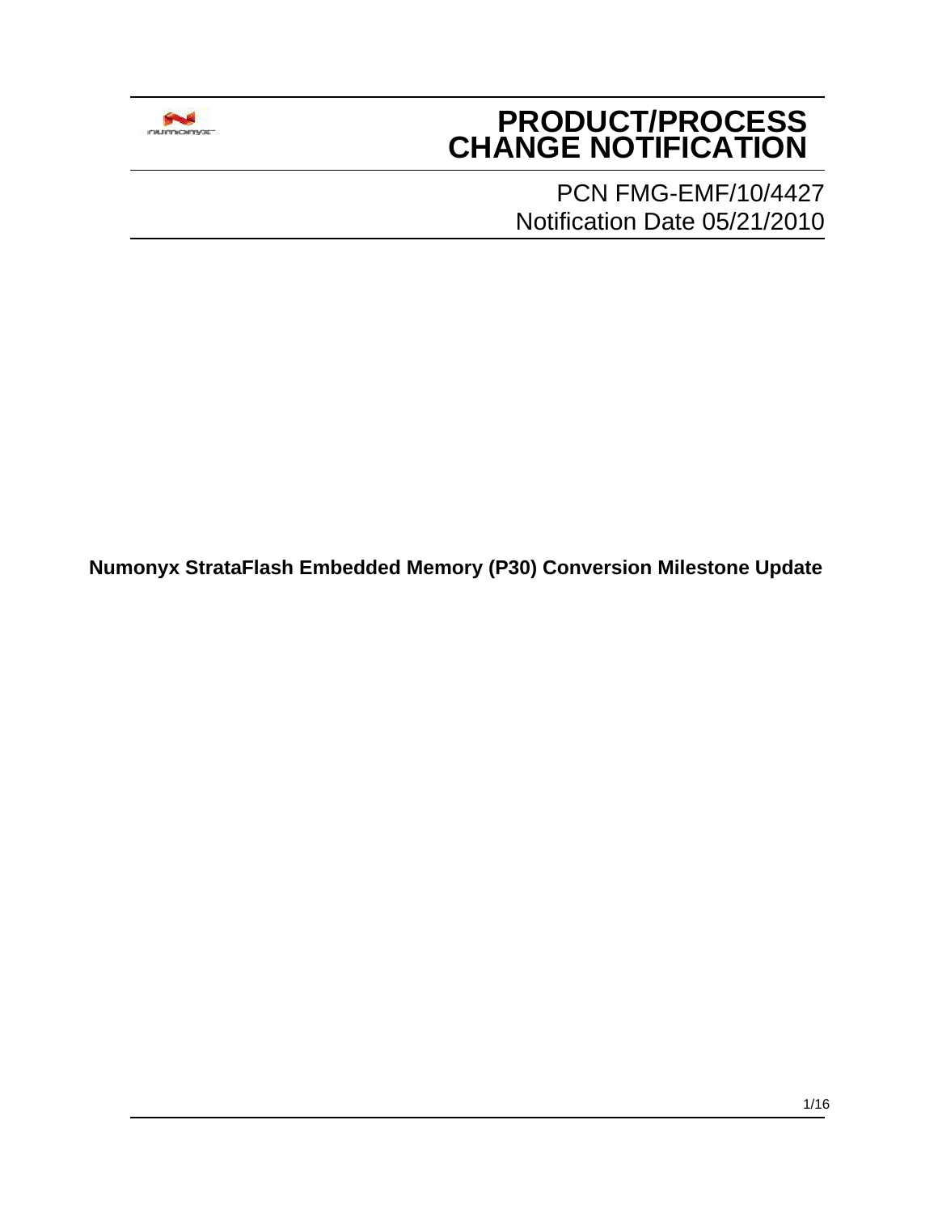# PRODUCT/PROCESS CHANGE NOTIFICATION

PCN FMG-EMF/10/4427
Notification Date 05/21/2010

**Numonyx StrataFlash Embedded Memory (P30) Conversion Milestone Update**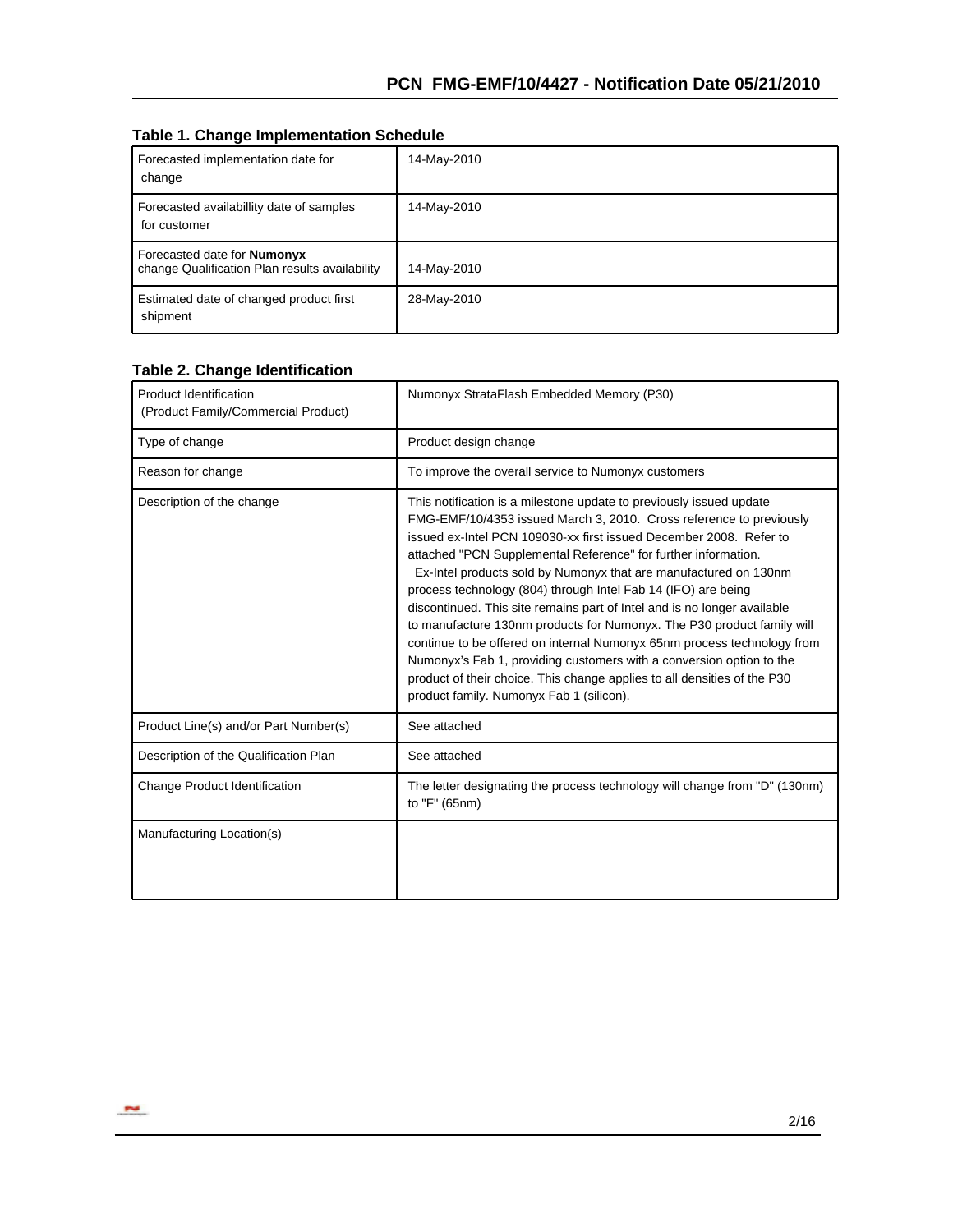## Table 1. Change Implementation Schedule

| | |
|---|---|
| Forecasted implementation date for change | 14-May-2010 |
| Forecasted availabillity date of samples for customer | 14-May-2010 |
| Forecasted date for **Numonyx** change Qualification Plan results availability | 14-May-2010 |
| Estimated date of changed product first shipment | 28-May-2010 |

## Table 2. Change Identification

| | |
|---|---|
| Product Identification (Product Family/Commercial Product) | Numonyx StrataFlash Embedded Memory (P30) |
| Type of change | Product design change |
| Reason for change | To improve the overall service to Numonyx customers |
| Description of the change | This notification is a milestone update to previously issued update FMG-EMF/10/4353 issued March 3, 2010. Cross reference to previously issued ex-Intel PCN 109030-xx first issued December 2008. Refer to attached "PCN Supplemental Reference" for further information. Ex-Intel products sold by Numonyx that are manufactured on 130nm process technology (804) through Intel Fab 14 (IFO) are being discontinued. This site remains part of Intel and is no longer available to manufacture 130nm products for Numonyx. The P30 product family will continue to be offered on internal Numonyx 65nm process technology from Numonyx's Fab 1, providing customers with a conversion option to the product of their choice. This change applies to all densities of the P30 product family. Numonyx Fab 1 (silicon). |
| Product Line(s) and/or Part Number(s) | See attached |
| Description of the Qualification Plan | See attached |
| Change Product Identification | The letter designating the process technology will change from "D" (130nm) to "F" (65nm) |
| Manufacturing Location(s) | |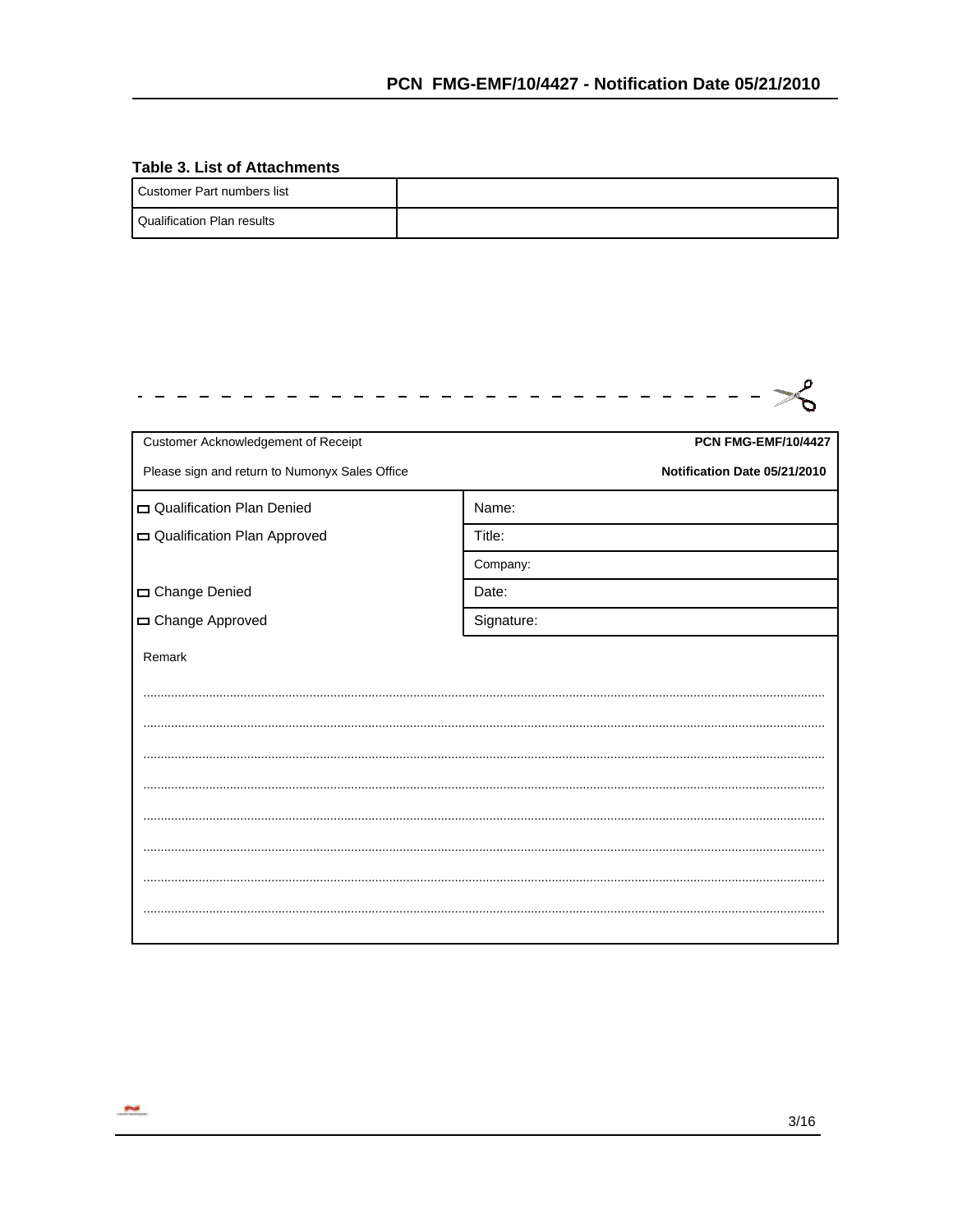**Table 3. List of Attachments**

| | |
|---|---|
| Customer Part numbers list | |
| Qualification Plan results | |

| Customer Acknowledgement of Receipt | **PCN FMG-EMF/10/4427** |
|---|---|
| Please sign and return to Numonyx Sales Office | **Notification Date 05/21/2010** |
| ☐ Qualification Plan Denied | Name: |
| ☐ Qualification Plan Approved | Title: |
| | Company: |
| ☐ Change Denied | Date: |
| ☐ Change Approved | Signature: |

Remark

........................................................................................................................................................................

........................................................................................................................................................................

........................................................................................................................................................................

........................................................................................................................................................................

........................................................................................................................................................................

........................................................................................................................................................................

........................................................................................................................................................................

........................................................................................................................................................................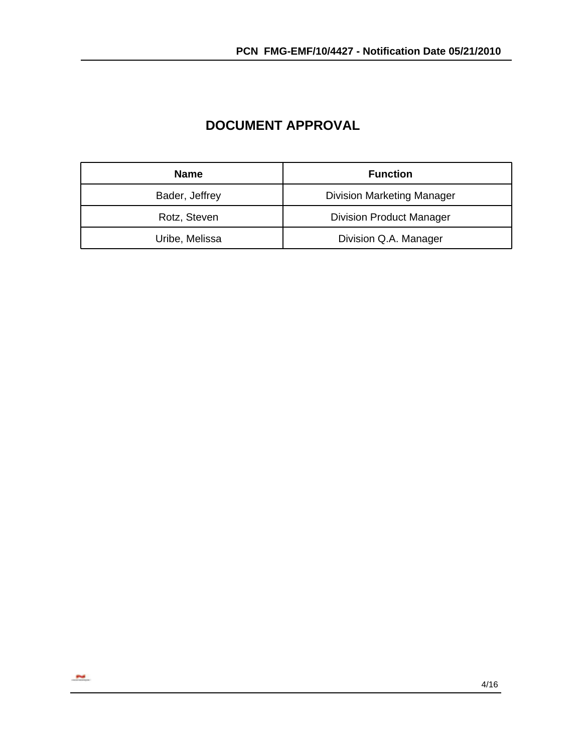# DOCUMENT APPROVAL

| Name | Function |
|---|---|
| Bader, Jeffrey | Division Marketing Manager |
| Rotz, Steven | Division Product Manager |
| Uribe, Melissa | Division Q.A. Manager |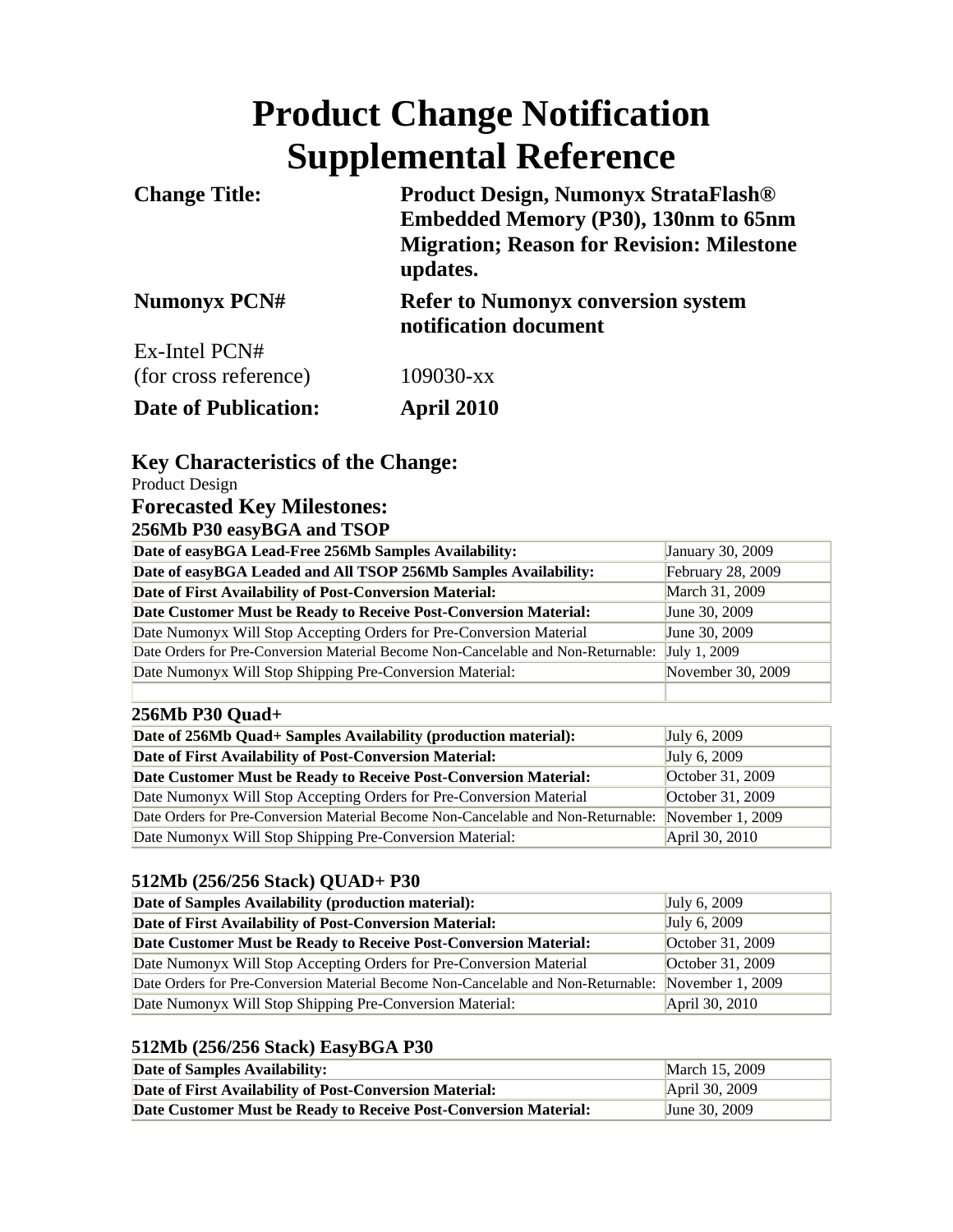# Product Change Notification Supplemental Reference

| | |
|---|---|
| **Change Title:** | **Product Design, Numonyx StrataFlash® Embedded Memory (P30), 130nm to 65nm Migration; Reason for Revision: Milestone updates.** |
| **Numonyx PCN#** | **Refer to Numonyx conversion system notification document** |
| Ex-Intel PCN# (for cross reference) | 109030-xx |
| **Date of Publication:** | **April 2010** |

## Key Characteristics of the Change:

Product Design

## Forecasted Key Milestones:

### 256Mb P30 easyBGA and TSOP

| | |
|---|---|
| **Date of easyBGA Lead-Free 256Mb Samples Availability:** | January 30, 2009 |
| **Date of easyBGA Leaded and All TSOP 256Mb Samples Availability:** | February 28, 2009 |
| **Date of First Availability of Post-Conversion Material:** | March 31, 2009 |
| **Date Customer Must be Ready to Receive Post-Conversion Material:** | June 30, 2009 |
| Date Numonyx Will Stop Accepting Orders for Pre-Conversion Material | June 30, 2009 |
| Date Orders for Pre-Conversion Material Become Non-Cancelable and Non-Returnable: | July 1, 2009 |
| Date Numonyx Will Stop Shipping Pre-Conversion Material: | November 30, 2009 |
| | |

### 256Mb P30 Quad+

| | |
|---|---|
| **Date of 256Mb Quad+ Samples Availability (production material):** | July 6, 2009 |
| **Date of First Availability of Post-Conversion Material:** | July 6, 2009 |
| **Date Customer Must be Ready to Receive Post-Conversion Material:** | October 31, 2009 |
| Date Numonyx Will Stop Accepting Orders for Pre-Conversion Material | October 31, 2009 |
| Date Orders for Pre-Conversion Material Become Non-Cancelable and Non-Returnable: | November 1, 2009 |
| Date Numonyx Will Stop Shipping Pre-Conversion Material: | April 30, 2010 |

### 512Mb (256/256 Stack) QUAD+ P30

| | |
|---|---|
| **Date of Samples Availability (production material):** | July 6, 2009 |
| **Date of First Availability of Post-Conversion Material:** | July 6, 2009 |
| **Date Customer Must be Ready to Receive Post-Conversion Material:** | October 31, 2009 |
| Date Numonyx Will Stop Accepting Orders for Pre-Conversion Material | October 31, 2009 |
| Date Orders for Pre-Conversion Material Become Non-Cancelable and Non-Returnable: | November 1, 2009 |
| Date Numonyx Will Stop Shipping Pre-Conversion Material: | April 30, 2010 |

### 512Mb (256/256 Stack) EasyBGA P30

| | |
|---|---|
| **Date of Samples Availability:** | March 15, 2009 |
| **Date of First Availability of Post-Conversion Material:** | April 30, 2009 |
| **Date Customer Must be Ready to Receive Post-Conversion Material:** | June 30, 2009 |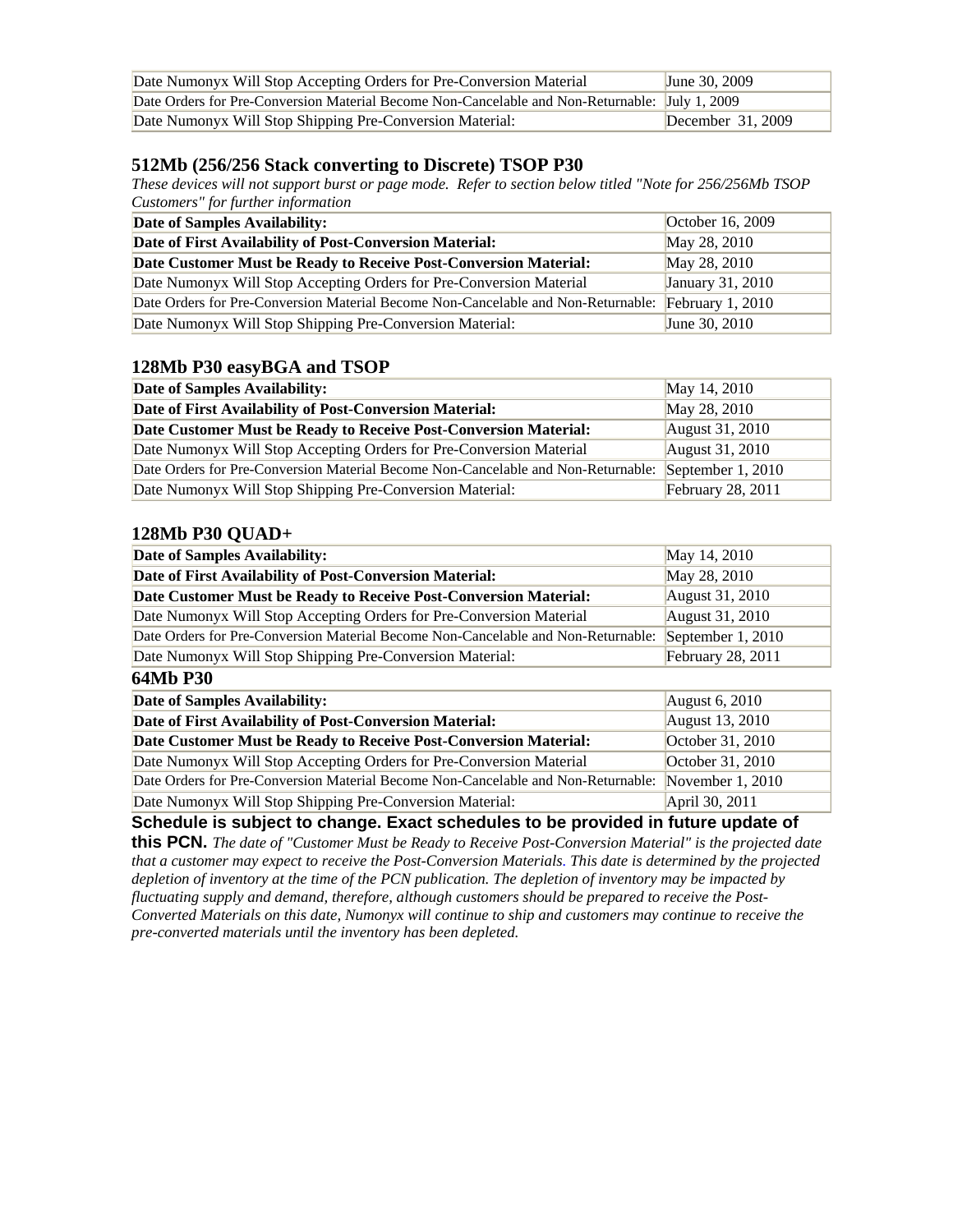| Date Numonyx Will Stop Accepting Orders for Pre-Conversion Material | June 30, 2009 |
| --- | --- |
| Date Orders for Pre-Conversion Material Become Non-Cancelable and Non-Returnable: | July 1, 2009 |
| Date Numonyx Will Stop Shipping Pre-Conversion Material: | December 31, 2009 |

### 512Mb (256/256 Stack converting to Discrete) TSOP P30

*These devices will not support burst or page mode. Refer to section below titled "Note for 256/256Mb TSOP Customers" for further information*

| **Date of Samples Availability:** | October 16, 2009 |
| --- | --- |
| **Date of First Availability of Post-Conversion Material:** | May 28, 2010 |
| **Date Customer Must be Ready to Receive Post-Conversion Material:** | May 28, 2010 |
| Date Numonyx Will Stop Accepting Orders for Pre-Conversion Material | January 31, 2010 |
| Date Orders for Pre-Conversion Material Become Non-Cancelable and Non-Returnable: | February 1, 2010 |
| Date Numonyx Will Stop Shipping Pre-Conversion Material: | June 30, 2010 |

### 128Mb P30 easyBGA and TSOP

| **Date of Samples Availability:** | May 14, 2010 |
| --- | --- |
| **Date of First Availability of Post-Conversion Material:** | May 28, 2010 |
| **Date Customer Must be Ready to Receive Post-Conversion Material:** | August 31, 2010 |
| Date Numonyx Will Stop Accepting Orders for Pre-Conversion Material | August 31, 2010 |
| Date Orders for Pre-Conversion Material Become Non-Cancelable and Non-Returnable: | September 1, 2010 |
| Date Numonyx Will Stop Shipping Pre-Conversion Material: | February 28, 2011 |

### 128Mb P30 QUAD+

| **Date of Samples Availability:** | May 14, 2010 |
| --- | --- |
| **Date of First Availability of Post-Conversion Material:** | May 28, 2010 |
| **Date Customer Must be Ready to Receive Post-Conversion Material:** | August 31, 2010 |
| Date Numonyx Will Stop Accepting Orders for Pre-Conversion Material | August 31, 2010 |
| Date Orders for Pre-Conversion Material Become Non-Cancelable and Non-Returnable: | September 1, 2010 |
| Date Numonyx Will Stop Shipping Pre-Conversion Material: | February 28, 2011 |

### 64Mb P30

| **Date of Samples Availability:** | August 6, 2010 |
| --- | --- |
| **Date of First Availability of Post-Conversion Material:** | August 13, 2010 |
| **Date Customer Must be Ready to Receive Post-Conversion Material:** | October 31, 2010 |
| Date Numonyx Will Stop Accepting Orders for Pre-Conversion Material | October 31, 2010 |
| Date Orders for Pre-Conversion Material Become Non-Cancelable and Non-Returnable: | November 1, 2010 |
| Date Numonyx Will Stop Shipping Pre-Conversion Material: | April 30, 2011 |

**Schedule is subject to change. Exact schedules to be provided in future update of this PCN.** *The date of "Customer Must be Ready to Receive Post-Conversion Material" is the projected date that a customer may expect to receive the Post-Conversion Materials. This date is determined by the projected depletion of inventory at the time of the PCN publication. The depletion of inventory may be impacted by fluctuating supply and demand, therefore, although customers should be prepared to receive the Post-Converted Materials on this date, Numonyx will continue to ship and customers may continue to receive the pre-converted materials until the inventory has been depleted.*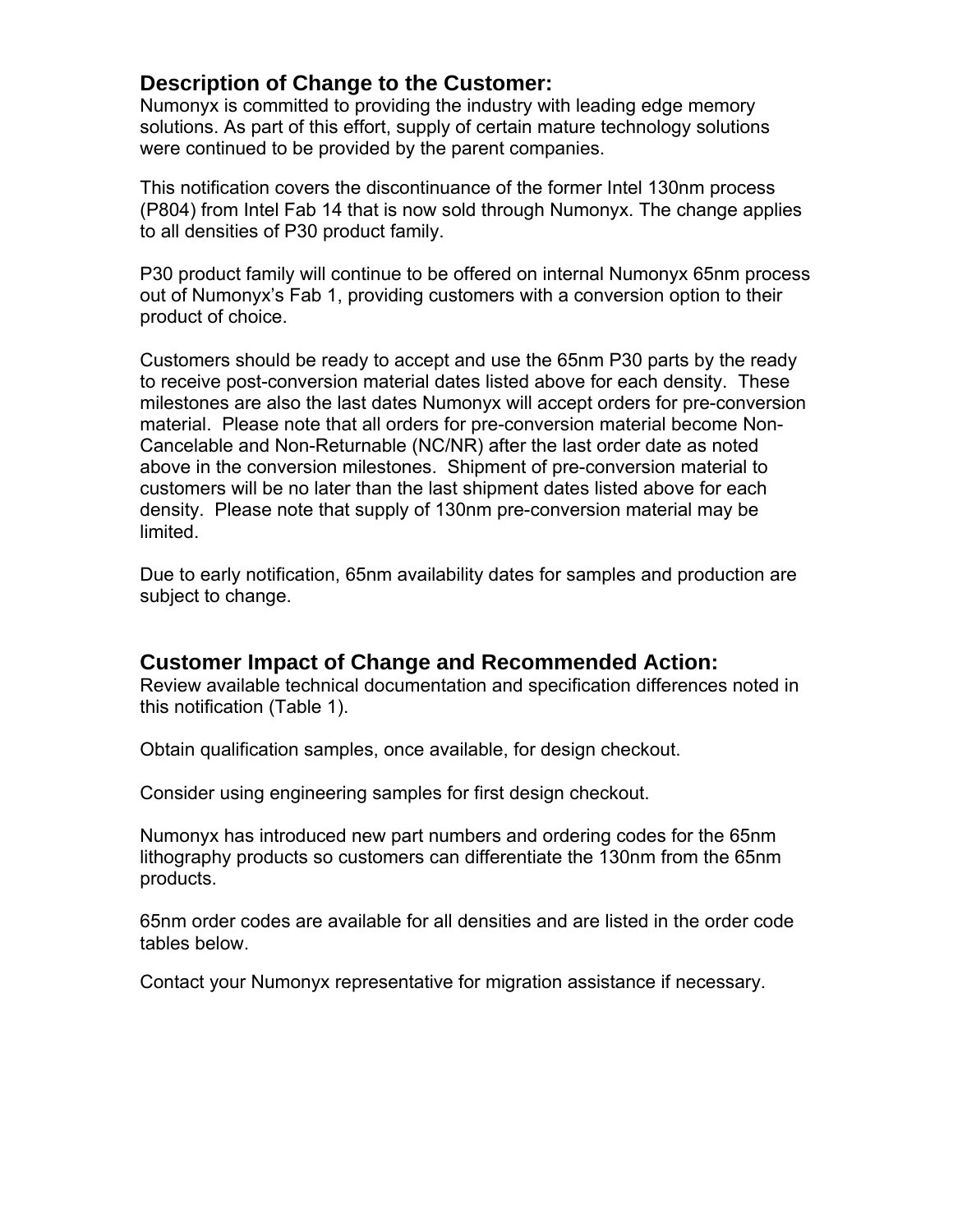## Description of Change to the Customer:

Numonyx is committed to providing the industry with leading edge memory solutions. As part of this effort, supply of certain mature technology solutions were continued to be provided by the parent companies.

This notification covers the discontinuance of the former Intel 130nm process (P804) from Intel Fab 14 that is now sold through Numonyx. The change applies to all densities of P30 product family.

P30 product family will continue to be offered on internal Numonyx 65nm process out of Numonyx's Fab 1, providing customers with a conversion option to their product of choice.

Customers should be ready to accept and use the 65nm P30 parts by the ready to receive post-conversion material dates listed above for each density. These milestones are also the last dates Numonyx will accept orders for pre-conversion material. Please note that all orders for pre-conversion material become Non-Cancelable and Non-Returnable (NC/NR) after the last order date as noted above in the conversion milestones. Shipment of pre-conversion material to customers will be no later than the last shipment dates listed above for each density. Please note that supply of 130nm pre-conversion material may be limited.

Due to early notification, 65nm availability dates for samples and production are subject to change.

## Customer Impact of Change and Recommended Action:

Review available technical documentation and specification differences noted in this notification (Table 1).

Obtain qualification samples, once available, for design checkout.

Consider using engineering samples for first design checkout.

Numonyx has introduced new part numbers and ordering codes for the 65nm lithography products so customers can differentiate the 130nm from the 65nm products.

65nm order codes are available for all densities and are listed in the order code tables below.

Contact your Numonyx representative for migration assistance if necessary.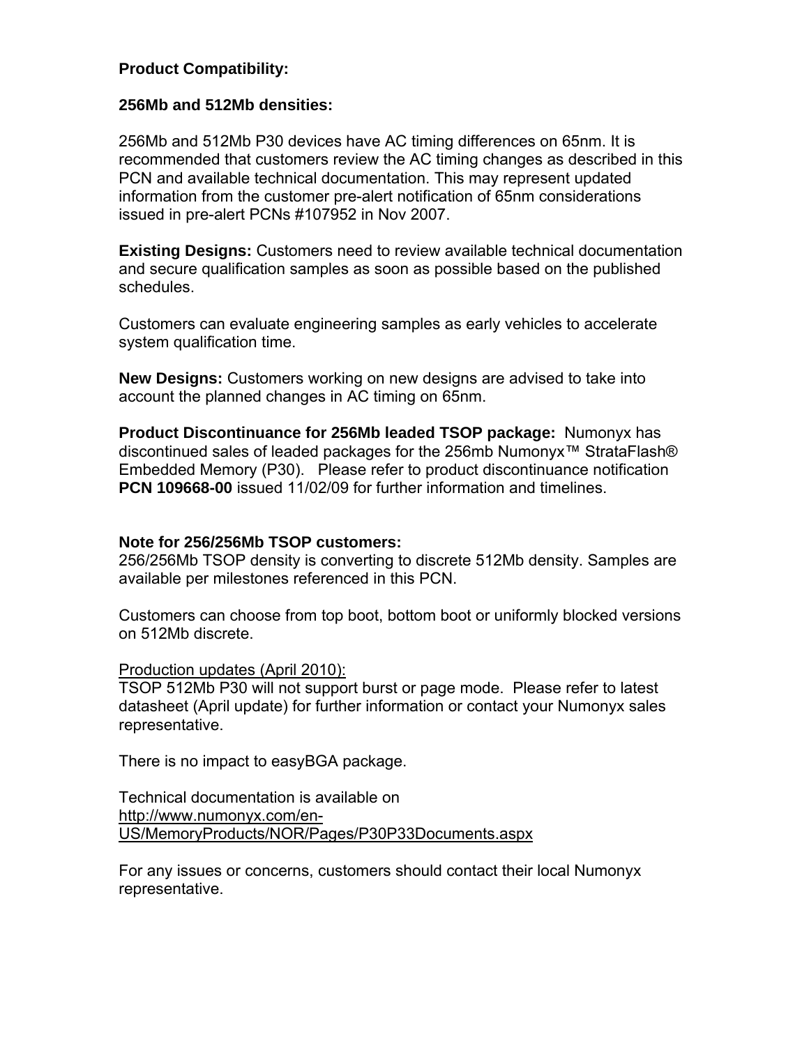**Product Compatibility:**

**256Mb and 512Mb densities:**

256Mb and 512Mb P30 devices have AC timing differences on 65nm. It is recommended that customers review the AC timing changes as described in this PCN and available technical documentation. This may represent updated information from the customer pre-alert notification of 65nm considerations issued in pre-alert PCNs #107952 in Nov 2007.

**Existing Designs:** Customers need to review available technical documentation and secure qualification samples as soon as possible based on the published schedules.

Customers can evaluate engineering samples as early vehicles to accelerate system qualification time.

**New Designs:** Customers working on new designs are advised to take into account the planned changes in AC timing on 65nm.

**Product Discontinuance for 256Mb leaded TSOP package:** Numonyx has discontinued sales of leaded packages for the 256mb Numonyx™ StrataFlash® Embedded Memory (P30). Please refer to product discontinuance notification **PCN 109668-00** issued 11/02/09 for further information and timelines.

**Note for 256/256Mb TSOP customers:**
256/256Mb TSOP density is converting to discrete 512Mb density. Samples are available per milestones referenced in this PCN.

Customers can choose from top boot, bottom boot or uniformly blocked versions on 512Mb discrete.

Production updates (April 2010):
TSOP 512Mb P30 will not support burst or page mode. Please refer to latest datasheet (April update) for further information or contact your Numonyx sales representative.

There is no impact to easyBGA package.

Technical documentation is available on
http://www.numonyx.com/en-US/MemoryProducts/NOR/Pages/P30P33Documents.aspx

For any issues or concerns, customers should contact their local Numonyx representative.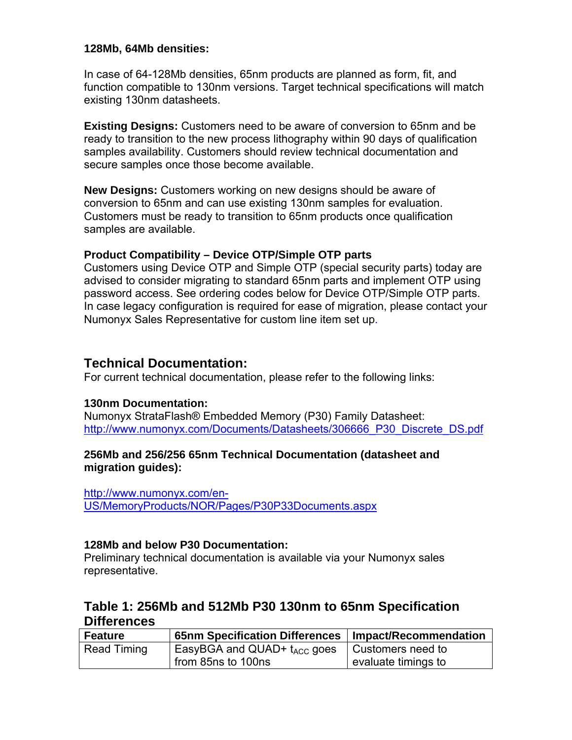**128Mb, 64Mb densities:**

In case of 64-128Mb densities, 65nm products are planned as form, fit, and function compatible to 130nm versions. Target technical specifications will match existing 130nm datasheets.

**Existing Designs:** Customers need to be aware of conversion to 65nm and be ready to transition to the new process lithography within 90 days of qualification samples availability. Customers should review technical documentation and secure samples once those become available.

**New Designs:** Customers working on new designs should be aware of conversion to 65nm and can use existing 130nm samples for evaluation. Customers must be ready to transition to 65nm products once qualification samples are available.

**Product Compatibility – Device OTP/Simple OTP parts**

Customers using Device OTP and Simple OTP (special security parts) today are advised to consider migrating to standard 65nm parts and implement OTP using password access. See ordering codes below for Device OTP/Simple OTP parts. In case legacy configuration is required for ease of migration, please contact your Numonyx Sales Representative for custom line item set up.

## Technical Documentation:

For current technical documentation, please refer to the following links:

**130nm Documentation:**

Numonyx StrataFlash® Embedded Memory (P30) Family Datasheet:
http://www.numonyx.com/Documents/Datasheets/306666_P30_Discrete_DS.pdf

**256Mb and 256/256 65nm Technical Documentation (datasheet and migration guides):**

http://www.numonyx.com/en-US/MemoryProducts/NOR/Pages/P30P33Documents.aspx

**128Mb and below P30 Documentation:**

Preliminary technical documentation is available via your Numonyx sales representative.

## Table 1: 256Mb and 512Mb P30 130nm to 65nm Specification Differences

| Feature | 65nm Specification Differences | Impact/Recommendation |
|---|---|---|
| Read Timing | EasyBGA and QUAD+ $t_{ACC}$ goes from 85ns to 100ns | Customers need to evaluate timings to |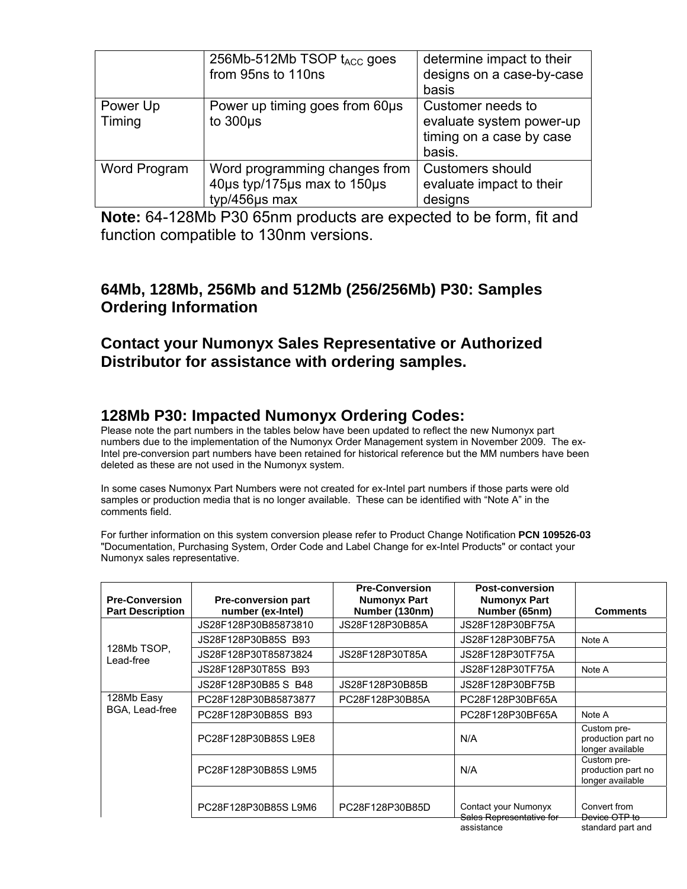| | 256Mb-512Mb TSOP $t_{ACC}$ goes from 95ns to 110ns | determine impact to their designs on a case-by-case basis |
|---|---|---|
| Power Up Timing | Power up timing goes from 60µs to 300µs | Customer needs to evaluate system power-up timing on a case by case basis. |
| Word Program | Word programming changes from 40µs typ/175µs max to 150µs typ/456µs max | Customers should evaluate impact to their designs |

**Note:** 64-128Mb P30 65nm products are expected to be form, fit and function compatible to 130nm versions.

### 64Mb, 128Mb, 256Mb and 512Mb (256/256Mb) P30: Samples Ordering Information

### Contact your Numonyx Sales Representative or Authorized Distributor for assistance with ordering samples.

## 128Mb P30: Impacted Numonyx Ordering Codes:

Please note the part numbers in the tables below have been updated to reflect the new Numonyx part numbers due to the implementation of the Numonyx Order Management system in November 2009. The ex-Intel pre-conversion part numbers have been retained for historical reference but the MM numbers have been deleted as these are not used in the Numonyx system.

In some cases Numonyx Part Numbers were not created for ex-Intel part numbers if those parts were old samples or production media that is no longer available. These can be identified with "Note A" in the comments field.

For further information on this system conversion please refer to Product Change Notification **PCN 109526-03** "Documentation, Purchasing System, Order Code and Label Change for ex-Intel Products" or contact your Numonyx sales representative.

| Pre-Conversion Part Description | Pre-conversion part number (ex-Intel) | Pre-Conversion Numonyx Part Number (130nm) | Post-conversion Numonyx Part Number (65nm) | Comments |
|---|---|---|---|---|
| 128Mb TSOP, Lead-free | JS28F128P30B85873810 | JS28F128P30B85A | JS28F128P30BF75A | |
| | JS28F128P30B85S B93 | | JS28F128P30BF75A | Note A |
| | JS28F128P30T85873824 | JS28F128P30T85A | JS28F128P30TF75A | |
| | JS28F128P30T85S B93 | | JS28F128P30TF75A | Note A |
| | JS28F128P30B85 S B48 | JS28F128P30B85B | JS28F128P30BF75B | |
| 128Mb Easy BGA, Lead-free | PC28F128P30B85873877 | PC28F128P30B85A | PC28F128P30BF65A | |
| | PC28F128P30B85S B93 | | PC28F128P30BF65A | Note A |
| | PC28F128P30B85S L9E8 | | N/A | Custom pre-production part no longer available |
| | PC28F128P30B85S L9M5 | | N/A | Custom pre-production part no longer available |
| | PC28F128P30B85S L9M6 | PC28F128P30B85D | Contact your Numonyx Sales Representative for assistance | Convert from Device OTP to standard part and |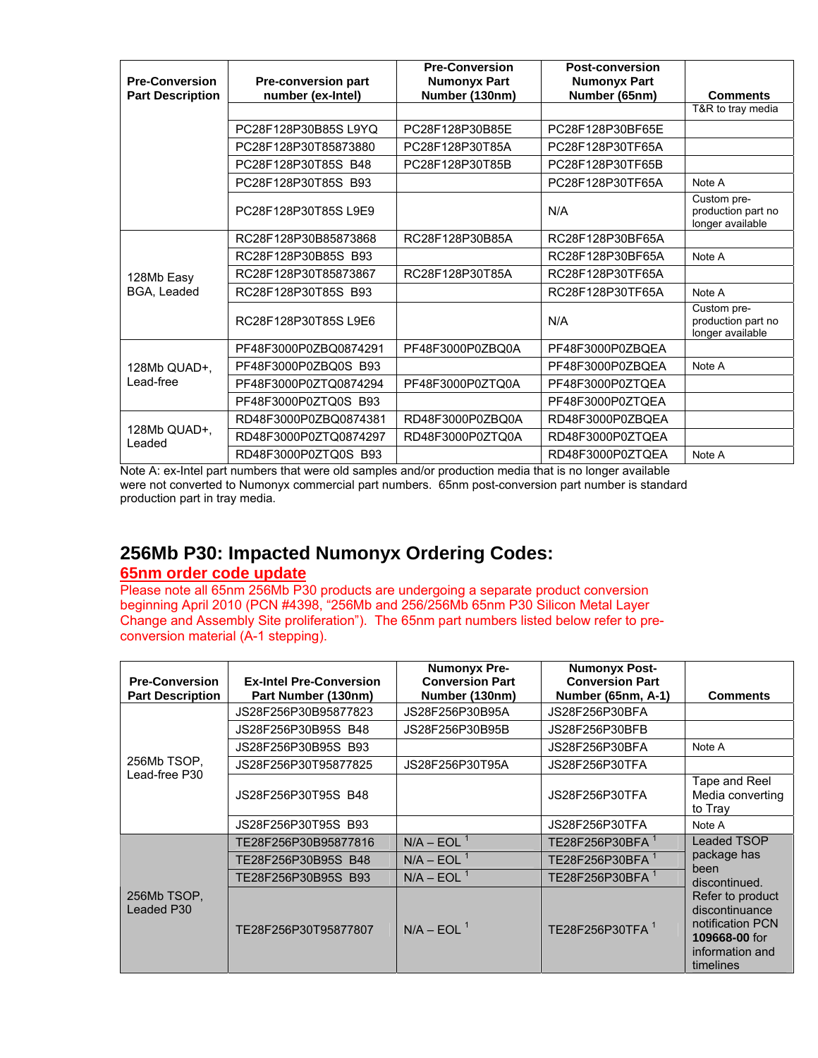| Pre-Conversion Part Description | Pre-conversion part number (ex-Intel) | Pre-Conversion Numonyx Part Number (130nm) | Post-conversion Numonyx Part Number (65nm) | Comments |
|---|---|---|---|---|
| | | | | T&R to tray media |
| | PC28F128P30B85S L9YQ | PC28F128P30B85E | PC28F128P30BF65E | |
| | PC28F128P30T85873880 | PC28F128P30T85A | PC28F128P30TF65A | |
| | PC28F128P30T85S B48 | PC28F128P30T85B | PC28F128P30TF65B | |
| | PC28F128P30T85S B93 | | PC28F128P30TF65A | Note A |
| | PC28F128P30T85S L9E9 | | N/A | Custom pre-production part no longer available |
| 128Mb Easy BGA, Leaded | RC28F128P30B85873868 | RC28F128P30B85A | RC28F128P30BF65A | |
| | RC28F128P30B85S B93 | | RC28F128P30BF65A | Note A |
| | RC28F128P30T85873867 | RC28F128P30T85A | RC28F128P30TF65A | |
| | RC28F128P30T85S B93 | | RC28F128P30TF65A | Note A |
| | RC28F128P30T85S L9E6 | | N/A | Custom pre-production part no longer available |
| 128Mb QUAD+, Lead-free | PF48F3000P0ZBQ0874291 | PF48F3000P0ZBQ0A | PF48F3000P0ZBQEA | |
| | PF48F3000P0ZBQ0S B93 | | PF48F3000P0ZBQEA | Note A |
| | PF48F3000P0ZTQ0874294 | PF48F3000P0ZTQ0A | PF48F3000P0ZTQEA | |
| | PF48F3000P0ZTQ0S B93 | | PF48F3000P0ZTQEA | |
| 128Mb QUAD+, Leaded | RD48F3000P0ZBQ0874381 | RD48F3000P0ZBQ0A | RD48F3000P0ZBQEA | |
| | RD48F3000P0ZTQ0874297 | RD48F3000P0ZTQ0A | RD48F3000P0ZTQEA | |
| | RD48F3000P0ZTQ0S B93 | | RD48F3000P0ZTQEA | Note A |

Note A: ex-Intel part numbers that were old samples and/or production media that is no longer available were not converted to Numonyx commercial part numbers. 65nm post-conversion part number is standard production part in tray media.

## 256Mb P30: Impacted Numonyx Ordering Codes:

**65nm order code update**

Please note all 65nm 256Mb P30 products are undergoing a separate product conversion beginning April 2010 (PCN #4398, "256Mb and 256/256Mb 65nm P30 Silicon Metal Layer Change and Assembly Site proliferation"). The 65nm part numbers listed below refer to pre-conversion material (A-1 stepping).

| Pre-Conversion Part Description | Ex-Intel Pre-Conversion Part Number (130nm) | Numonyx Pre-Conversion Part Number (130nm) | Numonyx Post-Conversion Part Number (65nm, A-1) | Comments |
|---|---|---|---|---|
| 256Mb TSOP, Lead-free P30 | JS28F256P30B95877823 | JS28F256P30B95A | JS28F256P30BFA | |
| | JS28F256P30B95S B48 | JS28F256P30B95B | JS28F256P30BFB | |
| | JS28F256P30B95S B93 | | JS28F256P30BFA | Note A |
| | JS28F256P30T95877825 | JS28F256P30T95A | JS28F256P30TFA | |
| | JS28F256P30T95S B48 | | JS28F256P30TFA | Tape and Reel Media converting to Tray |
| | JS28F256P30T95S B93 | | JS28F256P30TFA | Note A |
| 256Mb TSOP, Leaded P30 | TE28F256P30B95877816 | N/A – EOL [1] | TE28F256P30BFA [1] | Leaded TSOP package has been discontinued. Refer to product discontinuance notification PCN **109668-00** for information and timelines |
| | TE28F256P30B95S B48 | N/A – EOL [1] | TE28F256P30BFA [1] | |
| | TE28F256P30B95S B93 | N/A – EOL [1] | TE28F256P30BFA [1] | |
| | TE28F256P30T95877807 | N/A – EOL [1] | TE28F256P30TFA [1] | |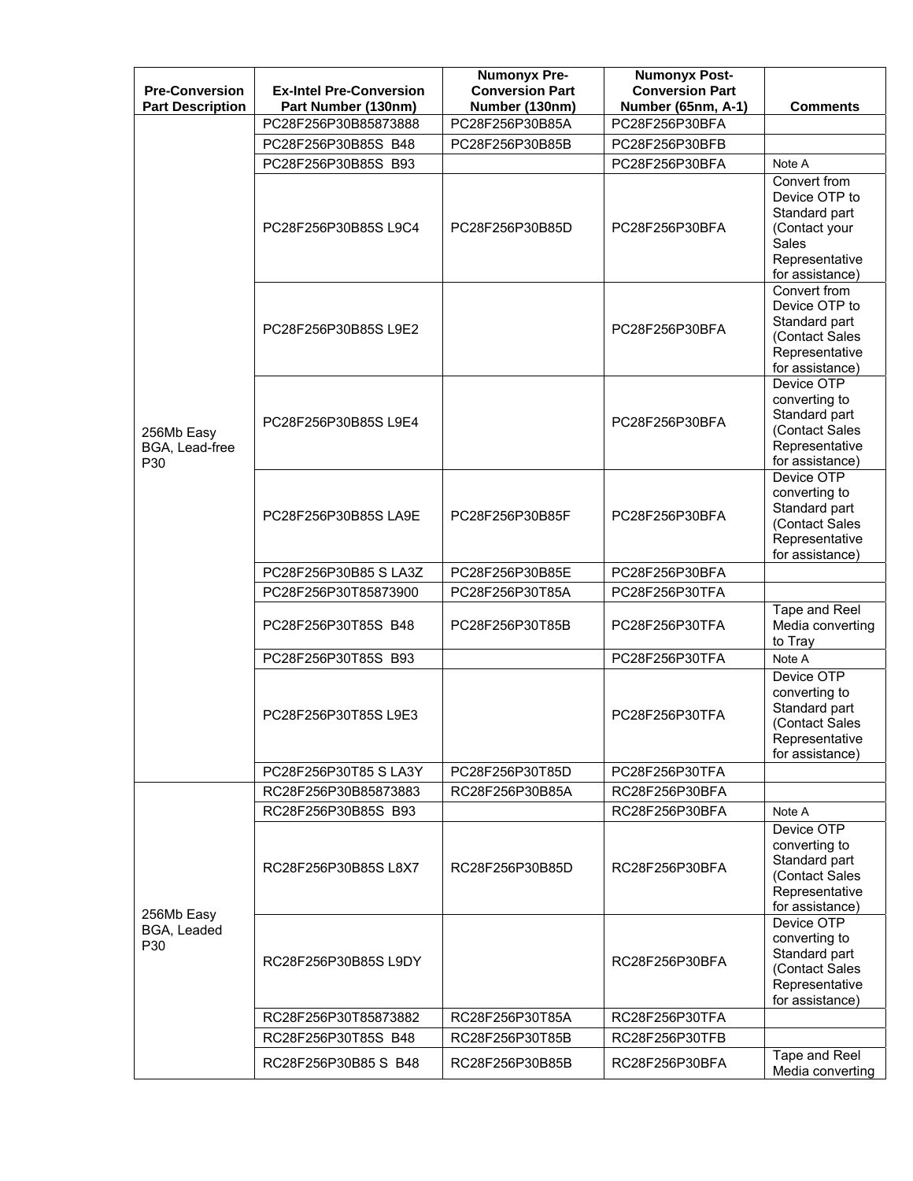| Pre-Conversion Part Description | Ex-Intel Pre-Conversion Part Number (130nm) | Numonyx Pre-Conversion Part Number (130nm) | Numonyx Post-Conversion Part Number (65nm, A-1) | Comments |
| --- | --- | --- | --- | --- |
| 256Mb Easy BGA, Lead-free P30 | PC28F256P30B85873888 | PC28F256P30B85A | PC28F256P30BFA | |
| | PC28F256P30B85S B48 | PC28F256P30B85B | PC28F256P30BFB | |
| | PC28F256P30B85S B93 | | PC28F256P30BFA | Note A |
| | PC28F256P30B85S L9C4 | PC28F256P30B85D | PC28F256P30BFA | Convert from Device OTP to Standard part (Contact your Sales Representative for assistance) |
| | PC28F256P30B85S L9E2 | | PC28F256P30BFA | Convert from Device OTP to Standard part (Contact Sales Representative for assistance) |
| | PC28F256P30B85S L9E4 | | PC28F256P30BFA | Device OTP converting to Standard part (Contact Sales Representative for assistance) |
| | PC28F256P30B85S LA9E | PC28F256P30B85F | PC28F256P30BFA | Device OTP converting to Standard part (Contact Sales Representative for assistance) |
| | PC28F256P30B85 S LA3Z | PC28F256P30B85E | PC28F256P30BFA | |
| | PC28F256P30T85873900 | PC28F256P30T85A | PC28F256P30TFA | |
| | PC28F256P30T85S B48 | PC28F256P30T85B | PC28F256P30TFA | Tape and Reel Media converting to Tray |
| | PC28F256P30T85S B93 | | PC28F256P30TFA | Note A |
| | PC28F256P30T85S L9E3 | | PC28F256P30TFA | Device OTP converting to Standard part (Contact Sales Representative for assistance) |
| | PC28F256P30T85 S LA3Y | PC28F256P30T85D | PC28F256P30TFA | |
| 256Mb Easy BGA, Leaded P30 | RC28F256P30B85873883 | RC28F256P30B85A | RC28F256P30BFA | |
| | RC28F256P30B85S B93 | | RC28F256P30BFA | Note A |
| | RC28F256P30B85S L8X7 | RC28F256P30B85D | RC28F256P30BFA | Device OTP converting to Standard part (Contact Sales Representative for assistance) |
| | RC28F256P30B85S L9DY | | RC28F256P30BFA | Device OTP converting to Standard part (Contact Sales Representative for assistance) |
| | RC28F256P30T85873882 | RC28F256P30T85A | RC28F256P30TFA | |
| | RC28F256P30T85S B48 | RC28F256P30T85B | RC28F256P30TFB | |
| | RC28F256P30B85 S B48 | RC28F256P30B85B | RC28F256P30BFA | Tape and Reel Media converting |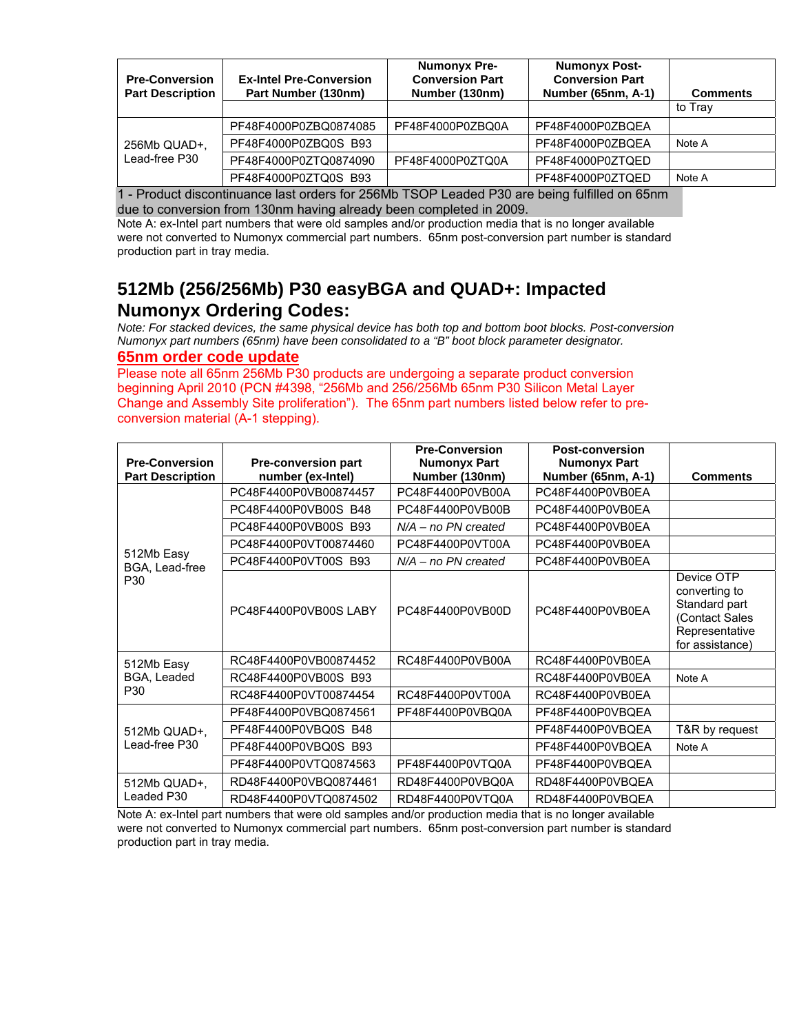| Pre-Conversion Part Description | Ex-Intel Pre-Conversion Part Number (130nm) | Numonyx Pre-Conversion Part Number (130nm) | Numonyx Post-Conversion Part Number (65nm, A-1) | Comments |
|---|---|---|---|---|
| | | | | to Tray |
| 256Mb QUAD+, Lead-free P30 | PF48F4000P0ZBQ0874085 | PF48F4000P0ZBQ0A | PF48F4000P0ZBQEA | |
| | PF48F4000P0ZBQ0S B93 | | PF48F4000P0ZBQEA | Note A |
| | PF48F4000P0ZTQ0874090 | PF48F4000P0ZTQ0A | PF48F4000P0ZTQED | |
| | PF48F4000P0ZTQ0S B93 | | PF48F4000P0ZTQED | Note A |

1 - Product discontinuance last orders for 256Mb TSOP Leaded P30 are being fulfilled on 65nm due to conversion from 130nm having already been completed in 2009.

Note A: ex-Intel part numbers that were old samples and/or production media that is no longer available were not converted to Numonyx commercial part numbers. 65nm post-conversion part number is standard production part in tray media.

## 512Mb (256/256Mb) P30 easyBGA and QUAD+: Impacted Numonyx Ordering Codes:

*Note: For stacked devices, the same physical device has both top and bottom boot blocks. Post-conversion Numonyx part numbers (65nm) have been consolidated to a "B" boot block parameter designator.*

**65nm order code update**

Please note all 65nm 256Mb P30 products are undergoing a separate product conversion beginning April 2010 (PCN #4398, "256Mb and 256/256Mb 65nm P30 Silicon Metal Layer Change and Assembly Site proliferation"). The 65nm part numbers listed below refer to pre-conversion material (A-1 stepping).

| Pre-Conversion Part Description | Pre-conversion part number (ex-Intel) | Pre-Conversion Numonyx Part Number (130nm) | Post-conversion Numonyx Part Number (65nm, A-1) | Comments |
|---|---|---|---|---|
| 512Mb Easy BGA, Lead-free P30 | PC48F4400P0VB00874457 | PC48F4400P0VB00A | PC48F4400P0VB0EA | |
| | PC48F4400P0VB00S B48 | PC48F4400P0VB00B | PC48F4400P0VB0EA | |
| | PC48F4400P0VB00S B93 | *N/A – no PN created* | PC48F4400P0VB0EA | |
| | PC48F4400P0VT00874460 | PC48F4400P0VT00A | PC48F4400P0VB0EA | |
| | PC48F4400P0VT00S B93 | *N/A – no PN created* | PC48F4400P0VB0EA | |
| | PC48F4400P0VB00S LABY | PC48F4400P0VB00D | PC48F4400P0VB0EA | Device OTP converting to Standard part (Contact Sales Representative for assistance) |
| 512Mb Easy BGA, Leaded P30 | RC48F4400P0VB00874452 | RC48F4400P0VB00A | RC48F4400P0VB0EA | |
| | RC48F4400P0VB00S B93 | | RC48F4400P0VB0EA | Note A |
| | RC48F4400P0VT00874454 | RC48F4400P0VT00A | RC48F4400P0VB0EA | |
| 512Mb QUAD+, Lead-free P30 | PF48F4400P0VBQ0874561 | PF48F4400P0VBQ0A | PF48F4400P0VBQEA | |
| | PF48F4400P0VBQ0S B48 | | PF48F4400P0VBQEA | T&R by request |
| | PF48F4400P0VBQ0S B93 | | PF48F4400P0VBQEA | Note A |
| | PF48F4400P0VTQ0874563 | PF48F4400P0VTQ0A | PF48F4400P0VBQEA | |
| 512Mb QUAD+, Leaded P30 | RD48F4400P0VBQ0874461 | RD48F4400P0VBQ0A | RD48F4400P0VBQEA | |
| | RD48F4400P0VTQ0874502 | RD48F4400P0VTQ0A | RD48F4400P0VBQEA | |

Note A: ex-Intel part numbers that were old samples and/or production media that is no longer available were not converted to Numonyx commercial part numbers. 65nm post-conversion part number is standard production part in tray media.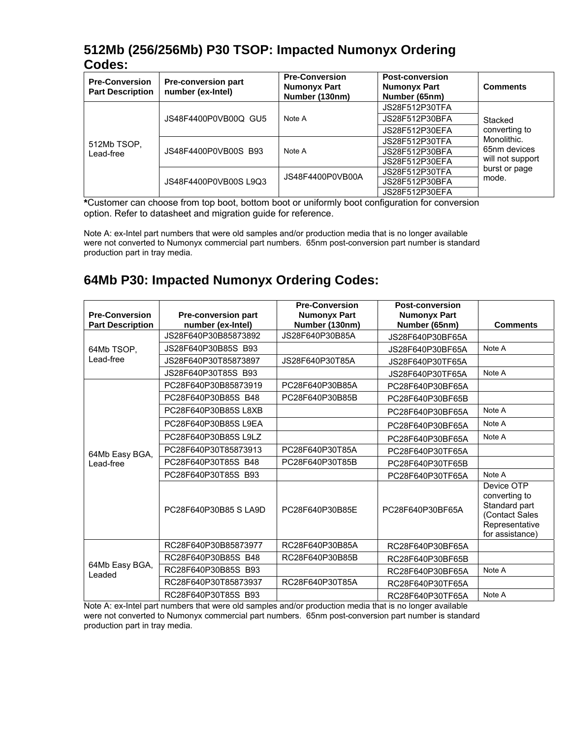## 512Mb (256/256Mb) P30 TSOP: Impacted Numonyx Ordering Codes:

| Pre-Conversion Part Description | Pre-conversion part number (ex-Intel) | Pre-Conversion Numonyx Part Number (130nm) | Post-conversion Numonyx Part Number (65nm) | Comments |
|---|---|---|---|---|
| 512Mb TSOP, Lead-free | JS48F4400P0VB00Q GU5 | Note A | JS28F512P30TFA | Stacked converting to Monolithic. 65nm devices will not support burst or page mode. |
| | | | JS28F512P30BFA | |
| | | | JS28F512P30EFA | |
| | JS48F4400P0VB00S B93 | Note A | JS28F512P30TFA | |
| | | | JS28F512P30BFA | |
| | | | JS28F512P30EFA | |
| | JS48F4400P0VB00S L9Q3 | JS48F4400P0VB00A | JS28F512P30TFA | |
| | | | JS28F512P30BFA | |
| | | | JS28F512P30EFA | |

*Customer can choose from top boot, bottom boot or uniformly boot configuration for conversion option. Refer to datasheet and migration guide for reference.

Note A: ex-Intel part numbers that were old samples and/or production media that is no longer available were not converted to Numonyx commercial part numbers. 65nm post-conversion part number is standard production part in tray media.

## 64Mb P30: Impacted Numonyx Ordering Codes:

| Pre-Conversion Part Description | Pre-conversion part number (ex-Intel) | Pre-Conversion Numonyx Part Number (130nm) | Post-conversion Numonyx Part Number (65nm) | Comments |
|---|---|---|---|---|
| 64Mb TSOP, Lead-free | JS28F640P30B85873892 | JS28F640P30B85A | JS28F640P30BF65A | |
| | JS28F640P30B85S B93 | | JS28F640P30BF65A | Note A |
| | JS28F640P30T85873897 | JS28F640P30T85A | JS28F640P30TF65A | |
| | JS28F640P30T85S B93 | | JS28F640P30TF65A | Note A |
| 64Mb Easy BGA, Lead-free | PC28F640P30B85873919 | PC28F640P30B85A | PC28F640P30BF65A | |
| | PC28F640P30B85S B48 | PC28F640P30B85B | PC28F640P30BF65B | |
| | PC28F640P30B85S L8XB | | PC28F640P30BF65A | Note A |
| | PC28F640P30B85S L9EA | | PC28F640P30BF65A | Note A |
| | PC28F640P30B85S L9LZ | | PC28F640P30BF65A | Note A |
| | PC28F640P30T85873913 | PC28F640P30T85A | PC28F640P30TF65A | |
| | PC28F640P30T85S B48 | PC28F640P30T85B | PC28F640P30TF65B | |
| | PC28F640P30T85S B93 | | PC28F640P30TF65A | Note A |
| | PC28F640P30B85 S LA9D | PC28F640P30B85E | PC28F640P30BF65A | Device OTP converting to Standard part (Contact Sales Representative for assistance) |
| 64Mb Easy BGA, Leaded | RC28F640P30B85873977 | RC28F640P30B85A | RC28F640P30BF65A | |
| | RC28F640P30B85S B48 | RC28F640P30B85B | RC28F640P30BF65B | |
| | RC28F640P30B85S B93 | | RC28F640P30BF65A | Note A |
| | RC28F640P30T85873937 | RC28F640P30T85A | RC28F640P30TF65A | |
| | RC28F640P30T85S B93 | | RC28F640P30TF65A | Note A |

Note A: ex-Intel part numbers that were old samples and/or production media that is no longer available were not converted to Numonyx commercial part numbers. 65nm post-conversion part number is standard production part in tray media.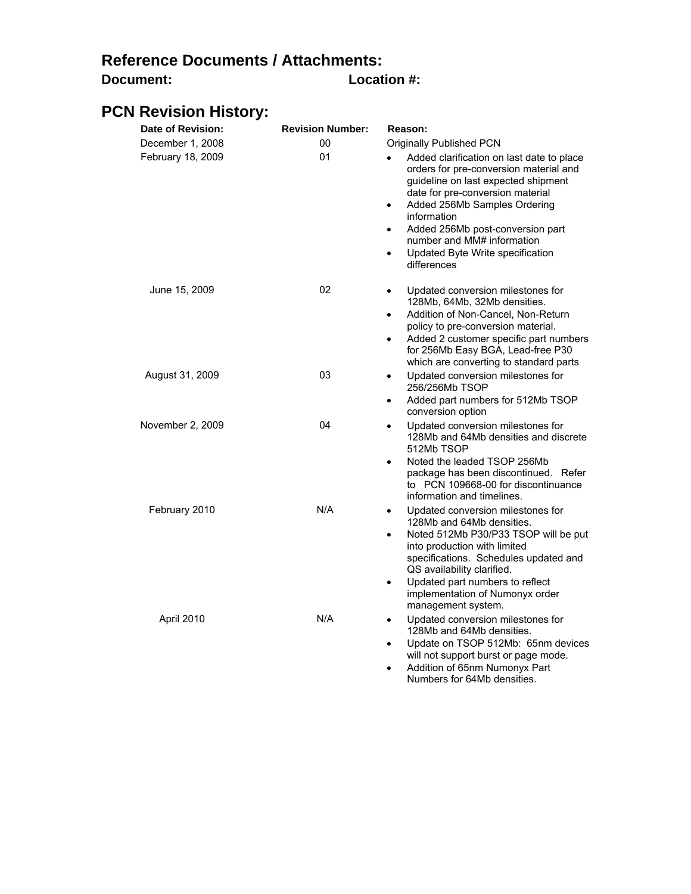## Reference Documents / Attachments:

**Document:** **Location #:**

## PCN Revision History:

| Date of Revision: | Revision Number: | Reason: |
|---|---|---|
| December 1, 2008 | 00 | Originally Published PCN |
| February 18, 2009 | 01 | • Added clarification on last date to place orders for pre-conversion material and guideline on last expected shipment date for pre-conversion material<br>• Added 256Mb Samples Ordering information<br>• Added 256Mb post-conversion part number and MM# information<br>• Updated Byte Write specification differences |
| June 15, 2009 | 02 | • Updated conversion milestones for 128Mb, 64Mb, 32Mb densities.<br>• Addition of Non-Cancel, Non-Return policy to pre-conversion material.<br>• Added 2 customer specific part numbers for 256Mb Easy BGA, Lead-free P30 which are converting to standard parts |
| August 31, 2009 | 03 | • Updated conversion milestones for 256/256Mb TSOP<br>• Added part numbers for 512Mb TSOP conversion option |
| November 2, 2009 | 04 | • Updated conversion milestones for 128Mb and 64Mb densities and discrete 512Mb TSOP<br>• Noted the leaded TSOP 256Mb package has been discontinued. Refer to PCN 109668-00 for discontinuance information and timelines. |
| February 2010 | N/A | • Updated conversion milestones for 128Mb and 64Mb densities.<br>• Noted 512Mb P30/P33 TSOP will be put into production with limited specifications. Schedules updated and QS availability clarified.<br>• Updated part numbers to reflect implementation of Numonyx order management system. |
| April 2010 | N/A | • Updated conversion milestones for 128Mb and 64Mb densities.<br>• Update on TSOP 512Mb: 65nm devices will not support burst or page mode.<br>• Addition of 65nm Numonyx Part Numbers for 64Mb densities. |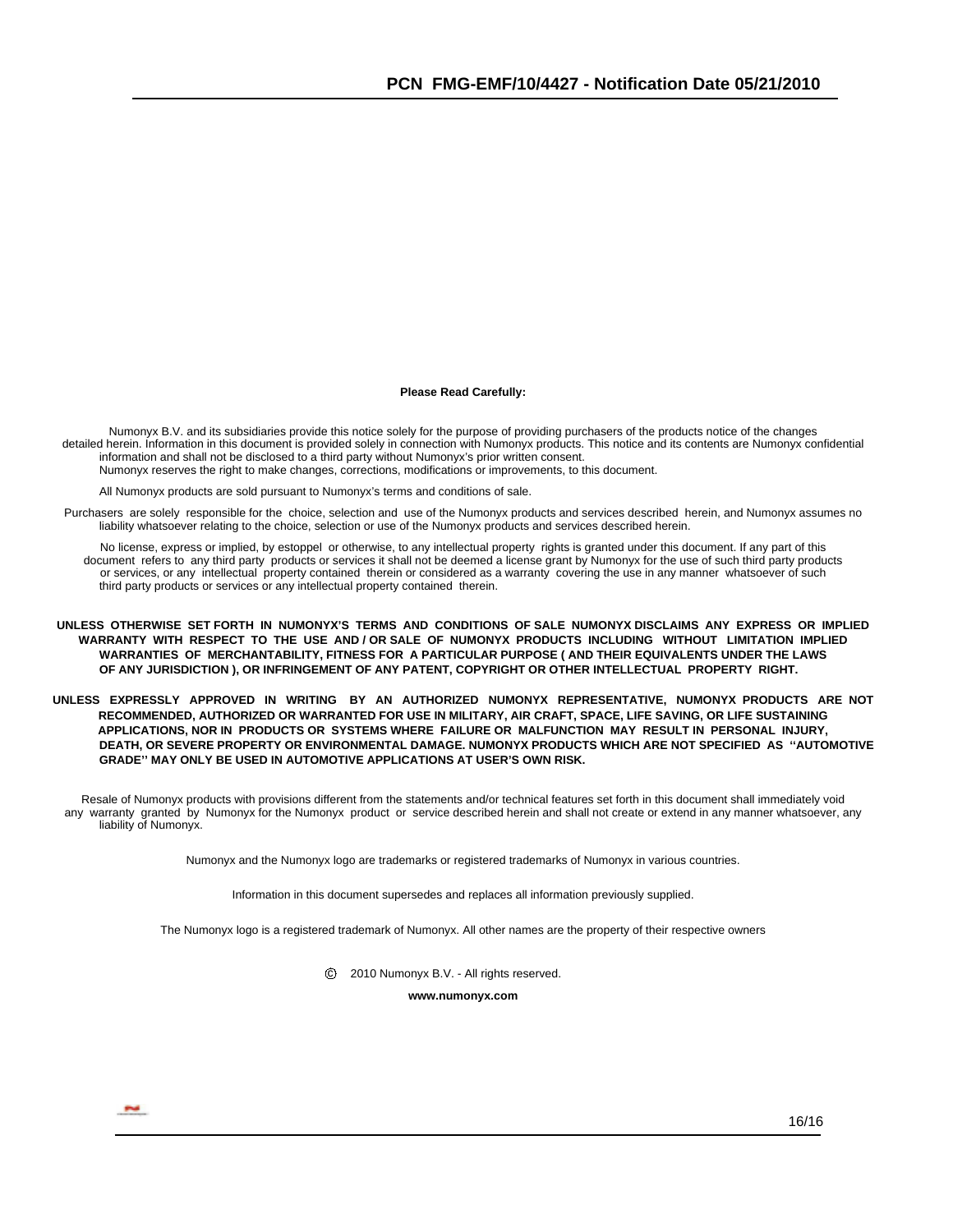**Please Read Carefully:**

Numonyx B.V. and its subsidiaries provide this notice solely for the purpose of providing purchasers of the products notice of the changes detailed herein. Information in this document is provided solely in connection with Numonyx products. This notice and its contents are Numonyx confidential information and shall not be disclosed to a third party without Numonyx's prior written consent.
Numonyx reserves the right to make changes, corrections, modifications or improvements, to this document.

All Numonyx products are sold pursuant to Numonyx's terms and conditions of sale.

Purchasers are solely responsible for the choice, selection and use of the Numonyx products and services described herein, and Numonyx assumes no liability whatsoever relating to the choice, selection or use of the Numonyx products and services described herein.

No license, express or implied, by estoppel or otherwise, to any intellectual property rights is granted under this document. If any part of this document refers to any third party products or services it shall not be deemed a license grant by Numonyx for the use of such third party products or services, or any intellectual property contained therein or considered as a warranty covering the use in any manner whatsoever of such third party products or services or any intellectual property contained therein.

**UNLESS OTHERWISE SET FORTH IN NUMONYX'S TERMS AND CONDITIONS OF SALE NUMONYX DISCLAIMS ANY EXPRESS OR IMPLIED WARRANTY WITH RESPECT TO THE USE AND / OR SALE OF NUMONYX PRODUCTS INCLUDING WITHOUT LIMITATION IMPLIED WARRANTIES OF MERCHANTABILITY, FITNESS FOR A PARTICULAR PURPOSE ( AND THEIR EQUIVALENTS UNDER THE LAWS OF ANY JURISDICTION ), OR INFRINGEMENT OF ANY PATENT, COPYRIGHT OR OTHER INTELLECTUAL PROPERTY RIGHT.**

**UNLESS EXPRESSLY APPROVED IN WRITING BY AN AUTHORIZED NUMONYX REPRESENTATIVE, NUMONYX PRODUCTS ARE NOT RECOMMENDED, AUTHORIZED OR WARRANTED FOR USE IN MILITARY, AIR CRAFT, SPACE, LIFE SAVING, OR LIFE SUSTAINING APPLICATIONS, NOR IN PRODUCTS OR SYSTEMS WHERE FAILURE OR MALFUNCTION MAY RESULT IN PERSONAL INJURY, DEATH, OR SEVERE PROPERTY OR ENVIRONMENTAL DAMAGE. NUMONYX PRODUCTS WHICH ARE NOT SPECIFIED AS ''AUTOMOTIVE GRADE'' MAY ONLY BE USED IN AUTOMOTIVE APPLICATIONS AT USER'S OWN RISK.**

Resale of Numonyx products with provisions different from the statements and/or technical features set forth in this document shall immediately void any warranty granted by Numonyx for the Numonyx product or service described herein and shall not create or extend in any manner whatsoever, any liability of Numonyx.

Numonyx and the Numonyx logo are trademarks or registered trademarks of Numonyx in various countries.

Information in this document supersedes and replaces all information previously supplied.

The Numonyx logo is a registered trademark of Numonyx. All other names are the property of their respective owners

© 2010 Numonyx B.V. - All rights reserved.

**www.numonyx.com**